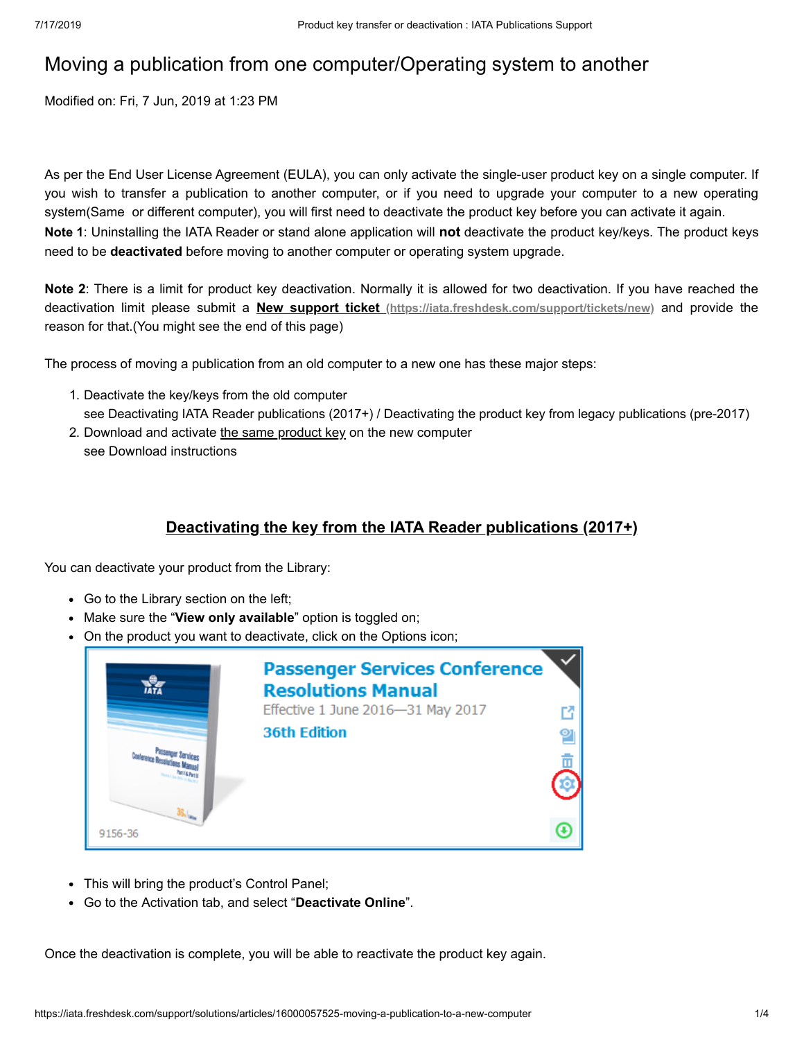# Moving a publication from one computer/Operating system to another

Modified on: Fri, 7 Jun, 2019 at 1:23 PM

As per the End User License Agreement (EULA), you can only activate the single-user product key on a single computer. If you wish to transfer a publication to another computer, or if you need to upgrade your computer to a new operating system(Same or different computer), you will first need to deactivate the product key before you can activate it again.

**Note 1**: Uninstalling the IATA Reader or stand alone application will **not** deactivate the product key/keys. The product keys need to be **deactivated** before moving to another computer or operating system upgrade.

**Note 2**: There is a limit for product key deactivation. Normally it is allowed for two deactivation. If you have reached the deactivation limit please submit a **New support ticket** (https://iata.freshdesk.com/support/tickets/new) and provide the reason for that.(You might see the end of this page)

The process of moving a publication from an old computer to a new one has these major steps:

1. Deactivate the key/keys from the old computer
   see Deactivating IATA Reader publications (2017+) / Deactivating the product key from legacy publications (pre-2017)
2. Download and activate the same product key on the new computer
   see Download instructions

## Deactivating the key from the IATA Reader publications (2017+)

You can deactivate your product from the Library:

- Go to the Library section on the left;
- Make sure the "**View only available**" option is toggled on;
- On the product you want to deactivate, click on the Options icon;

- This will bring the product's Control Panel;
- Go to the Activation tab, and select "**Deactivate Online**".

Once the deactivation is complete, you will be able to reactivate the product key again.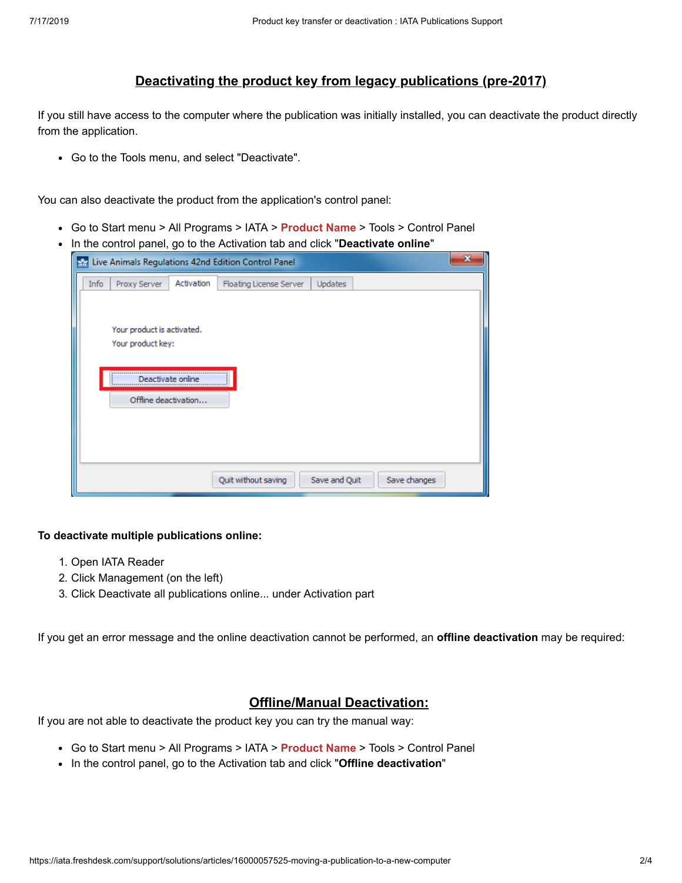## Deactivating the product key from legacy publications (pre-2017)

If you still have access to the computer where the publication was initially installed, you can deactivate the product directly from the application.

- Go to the Tools menu, and select "Deactivate".

You can also deactivate the product from the application's control panel:

- Go to Start menu > All Programs > IATA > **Product Name** > Tools > Control Panel
- In the control panel, go to the Activation tab and click "**Deactivate online**"

**To deactivate multiple publications online:**

1. Open IATA Reader
2. Click Management (on the left)
3. Click Deactivate all publications online... under Activation part

If you get an error message and the online deactivation cannot be performed, an **offline deactivation** may be required:

## Offline/Manual Deactivation:

If you are not able to deactivate the product key you can try the manual way:

- Go to Start menu > All Programs > IATA > **Product Name** > Tools > Control Panel
- In the control panel, go to the Activation tab and click "**Offline deactivation**"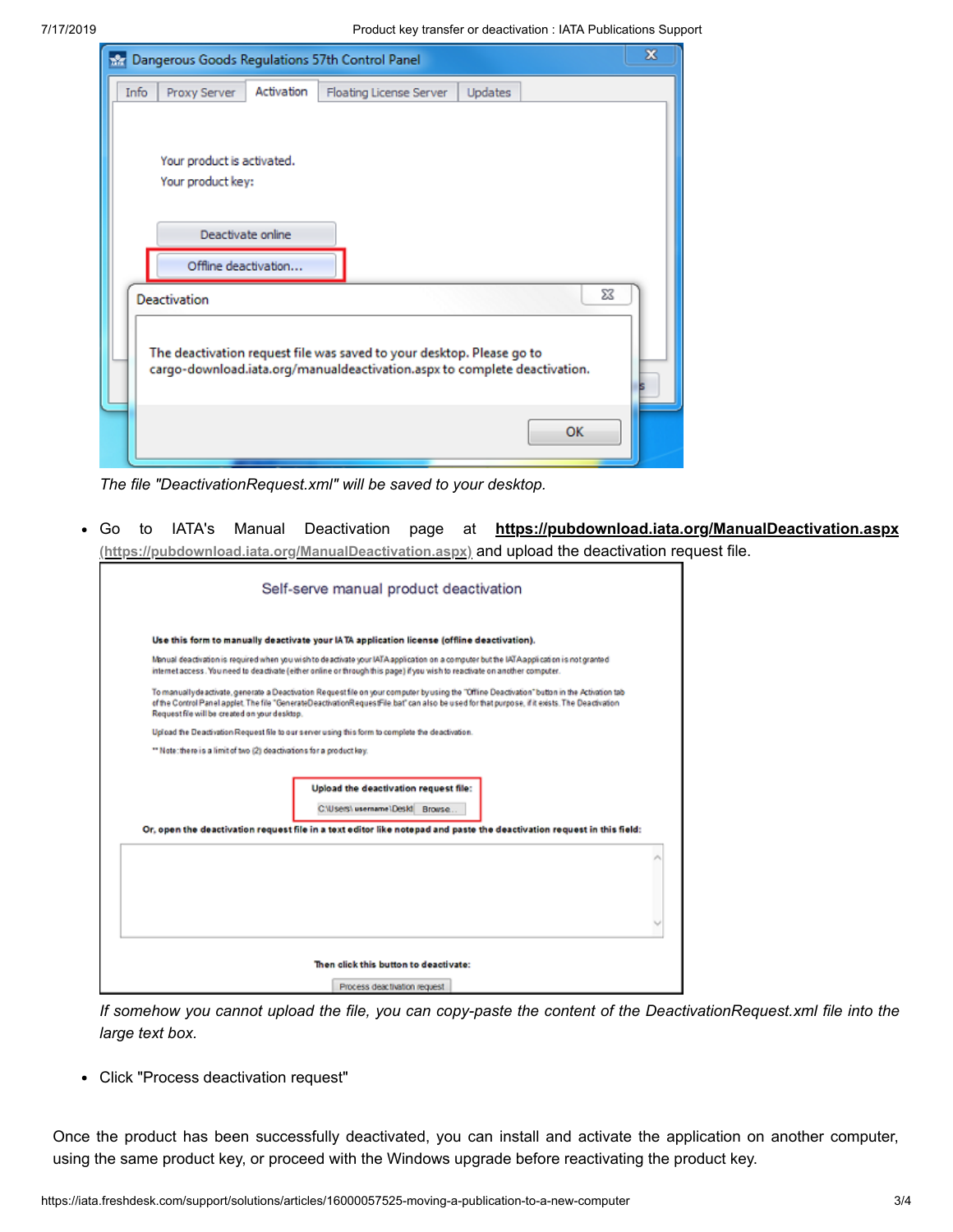*The file "DeactivationRequest.xml" will be saved to your desktop.*

- Go to IATA's Manual Deactivation page at **https://pubdownload.iata.org/ManualDeactivation.aspx** (https://pubdownload.iata.org/ManualDeactivation.aspx) and upload the deactivation request file.

*If somehow you cannot upload the file, you can copy-paste the content of the DeactivationRequest.xml file into the large text box.*

- Click "Process deactivation request"

Once the product has been successfully deactivated, you can install and activate the application on another computer, using the same product key, or proceed with the Windows upgrade before reactivating the product key.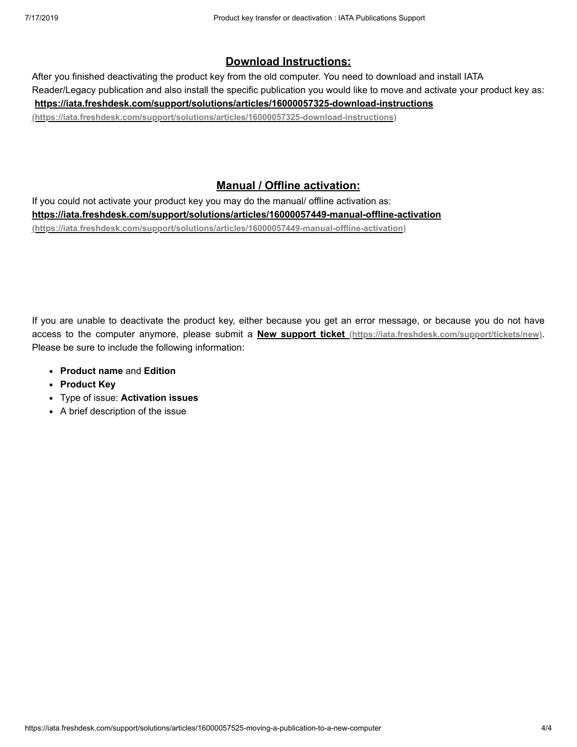## Download Instructions:

After you finished deactivating the product key from the old computer. You need to download and install IATA Reader/Legacy publication and also install the specific publication you would like to move and activate your product key as:
**https://iata.freshdesk.com/support/solutions/articles/16000057325-download-instructions**
(https://iata.freshdesk.com/support/solutions/articles/16000057325-download-instructions)

## Manual / Offline activation:

If you could not activate your product key you may do the manual/ offline activation as:
**https://iata.freshdesk.com/support/solutions/articles/16000057449-manual-offline-activation**
(https://iata.freshdesk.com/support/solutions/articles/16000057449-manual-offline-activation)

If you are unable to deactivate the product key, either because you get an error message, or because you do not have access to the computer anymore, please submit a **New support ticket** (https://iata.freshdesk.com/support/tickets/new). Please be sure to include the following information:

- **Product name** and **Edition**
- **Product Key**
- Type of issue: **Activation issues**
- A brief description of the issue